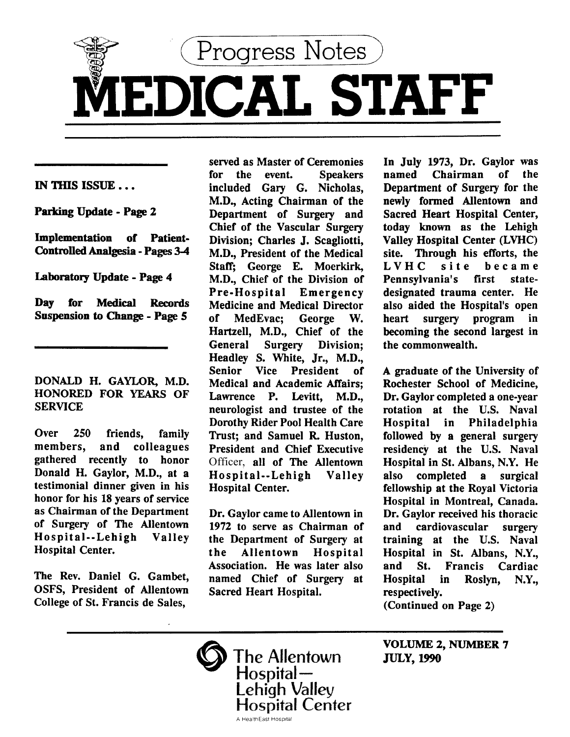# Progress Notes

# MEDICAL STAFF

**IN THIS ISSUE . . .**

**Parking Update - Page 2**

**Implementation of Patient-Controlled Analgesia - Pages 3-4**

**Laboratory Update - Page 4**

**Day for Medical Records Suspension to Change - Page 5**

## DONALD H. GAYLOR, M.D. HONORED FOR YEARS OF SERVICE

Over 250 friends, family members, and colleagues gathered recently to honor Donald H. Gaylor, M.D., at a testimonial dinner given in his honor for his 18 years of service as Chairman of the Department of Surgery of The Allentown Hospital--Lehigh Valley Hospital Center.

The Rev. Daniel G. Gambet, OSFS, President of Allentown College of St. Francis de Sales, served as Master of Ceremonies for the event. Speakers included Gary G. Nicholas, M.D., Acting Chairman of the Department of Surgery and Chief of the Vascular Surgery Division; Charles J. Scagliotti, M.D., President of the Medical Staff; George E. Moerkirk, M.D., Chief of the Division of Pre-Hospital Emergency Medicine and Medical Director of MedEvac; George W. Hartzell, M.D., Chief of the General Surgery Division; Headley S. White, Jr., M.D., Senior Vice President of Medical and Academic Affairs; Lawrence P. Levitt, M.D., neurologist and trustee of the Dorothy Rider Pool Health Care Trust; and Samuel R. Huston, President and Chief Executive Officer, all of The Allentown Hospital--Lehigh Valley Hospital Center.

Dr. Gaylor came to Allentown in 1972 to serve as Chairman of the Department of Surgery at the Allentown Hospital Association. He was later also named Chief of Surgery at Sacred Heart Hospital.

In July 1973, Dr. Gaylor was named Chairman of the Department of Surgery for the newly formed Allentown and Sacred Heart Hospital Center, today known as the Lehigh Valley Hospital Center (LVHC) site. Through his efforts, the LVHC site became Pennsylvania's first state-designated trauma center. He also aided the Hospital's open heart surgery program in becoming the second largest in the commonwealth.

A graduate of the University of Rochester School of Medicine, Dr. Gaylor completed a one-year rotation at the U.S. Naval Hospital in Philadelphia followed by a general surgery residency at the U.S. Naval Hospital in St. Albans, N.Y. He also completed a surgical fellowship at the Royal Victoria Hospital in Montreal, Canada. Dr. Gaylor received his thoracic and cardiovascular surgery training at the U.S. Naval Hospital in St. Albans, N.Y., and St. Francis Cardiac Hospital in Roslyn, N.Y., respectively.

(Continued on Page 2)

**VOLUME 2, NUMBER 7**
**JULY, 1990**

The Allentown Hospital—Lehigh Valley Hospital Center

A HealthEast Hospital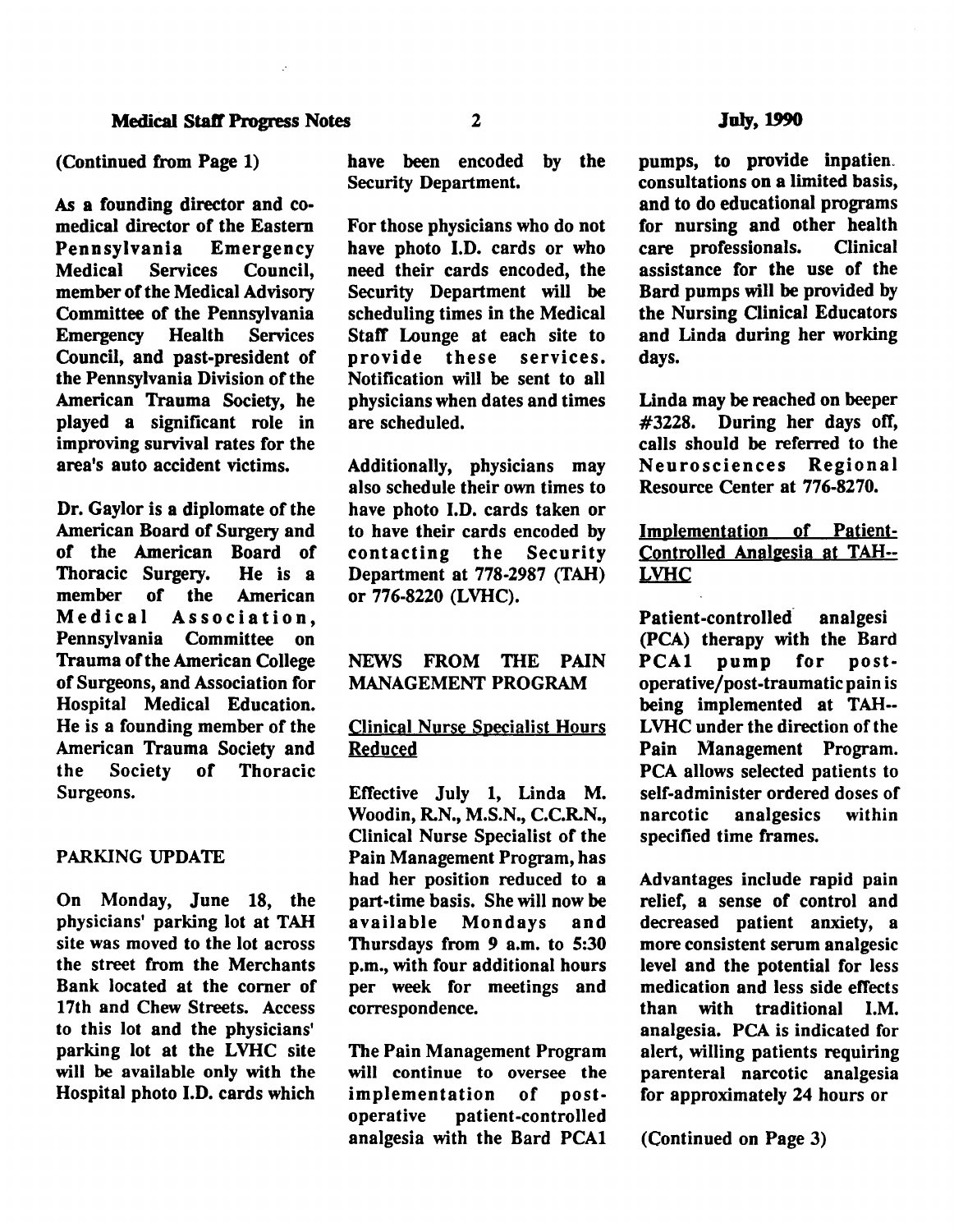(Continued from Page 1)

As a founding director and co-medical director of the Eastern Pennsylvania Emergency Medical Services Council, member of the Medical Advisory Committee of the Pennsylvania Emergency Health Services Council, and past-president of the Pennsylvania Division of the American Trauma Society, he played a significant role in improving survival rates for the area's auto accident victims.

Dr. Gaylor is a diplomate of the American Board of Surgery and of the American Board of Thoracic Surgery. He is a member of the American Medical Association, Pennsylvania Committee on Trauma of the American College of Surgeons, and Association for Hospital Medical Education. He is a founding member of the American Trauma Society and the Society of Thoracic Surgeons.

## PARKING UPDATE

On Monday, June 18, the physicians' parking lot at TAH site was moved to the lot across the street from the Merchants Bank located at the corner of 17th and Chew Streets. Access to this lot and the physicians' parking lot at the LVHC site will be available only with the Hospital photo I.D. cards which have been encoded by the Security Department.

For those physicians who do not have photo I.D. cards or who need their cards encoded, the Security Department will be scheduling times in the Medical Staff Lounge at each site to provide these services. Notification will be sent to all physicians when dates and times are scheduled.

Additionally, physicians may also schedule their own times to have photo I.D. cards taken or to have their cards encoded by contacting the Security Department at 778-2987 (TAH) or 776-8220 (LVHC).

## NEWS FROM THE PAIN MANAGEMENT PROGRAM

### Clinical Nurse Specialist Hours Reduced

Effective July 1, Linda M. Woodin, R.N., M.S.N., C.C.R.N., Clinical Nurse Specialist of the Pain Management Program, has had her position reduced to a part-time basis. She will now be available Mondays and Thursdays from 9 a.m. to 5:30 p.m., with four additional hours per week for meetings and correspondence.

The Pain Management Program will continue to oversee the implementation of post-operative patient-controlled analgesia with the Bard PCA1 pumps, to provide inpatient consultations on a limited basis, and to do educational programs for nursing and other health care professionals. Clinical assistance for the use of the Bard pumps will be provided by the Nursing Clinical Educators and Linda during her working days.

Linda may be reached on beeper #3228. During her days off, calls should be referred to the Neurosciences Regional Resource Center at 776-8270.

### Implementation of Patient-Controlled Analgesia at TAH--LVHC

Patient-controlled analgesi (PCA) therapy with the Bard PCA1 pump for post-operative/post-traumatic pain is being implemented at TAH--LVHC under the direction of the Pain Management Program. PCA allows selected patients to self-administer ordered doses of narcotic analgesics within specified time frames.

Advantages include rapid pain relief, a sense of control and decreased patient anxiety, a more consistent serum analgesic level and the potential for less medication and less side effects than with traditional I.M. analgesia. PCA is indicated for alert, willing patients requiring parenteral narcotic analgesia for approximately 24 hours or

(Continued on Page 3)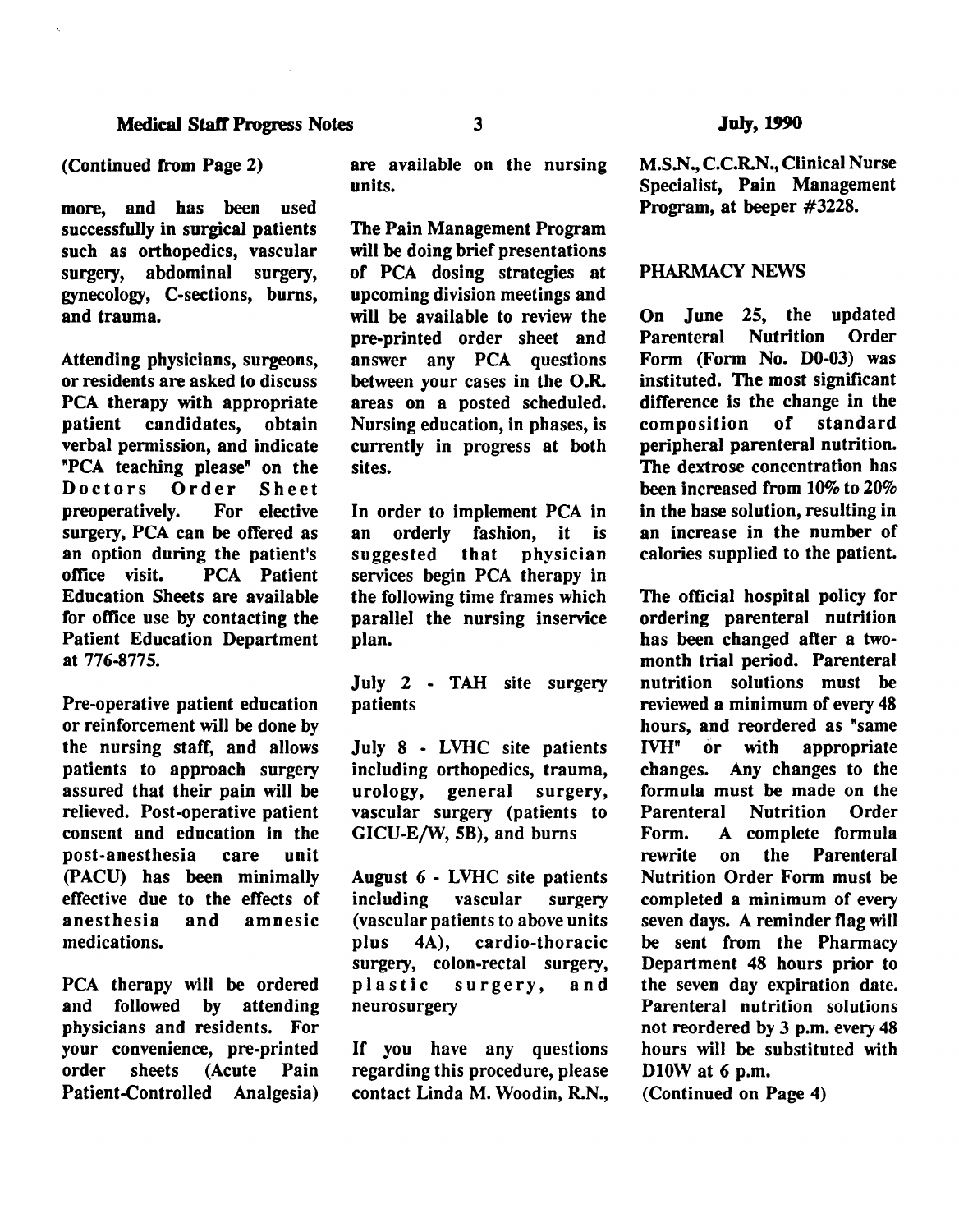(Continued from Page 2)

more, and has been used successfully in surgical patients such as orthopedics, vascular surgery, abdominal surgery, gynecology, C-sections, burns, and trauma.

Attending physicians, surgeons, or residents are asked to discuss PCA therapy with appropriate patient candidates, obtain verbal permission, and indicate "PCA teaching please" on the Doctors Order Sheet preoperatively. For elective surgery, PCA can be offered as an option during the patient's office visit. PCA Patient Education Sheets are available for office use by contacting the Patient Education Department at 776-8775.

Pre-operative patient education or reinforcement will be done by the nursing staff, and allows patients to approach surgery assured that their pain will be relieved. Post-operative patient consent and education in the post-anesthesia care unit (PACU) has been minimally effective due to the effects of anesthesia and amnesic medications.

PCA therapy will be ordered and followed by attending physicians and residents. For your convenience, pre-printed order sheets (Acute Pain Patient-Controlled Analgesia) are available on the nursing units.

The Pain Management Program will be doing brief presentations of PCA dosing strategies at upcoming division meetings and will be available to review the pre-printed order sheet and answer any PCA questions between your cases in the O.R. areas on a posted scheduled. Nursing education, in phases, is currently in progress at both sites.

In order to implement PCA in an orderly fashion, it is suggested that physician services begin PCA therapy in the following time frames which parallel the nursing inservice plan.

July 2 - TAH site surgery patients

July 8 - LVHC site patients including orthopedics, trauma, urology, general surgery, vascular surgery (patients to GICU-E/W, 5B), and burns

August 6 - LVHC site patients including vascular surgery (vascular patients to above units plus 4A), cardio-thoracic surgery, colon-rectal surgery, plastic surgery, and neurosurgery

If you have any questions regarding this procedure, please contact Linda M. Woodin, R.N., M.S.N., C.C.R.N., Clinical Nurse Specialist, Pain Management Program, at beeper #3228.

## PHARMACY NEWS

On June 25, the updated Parenteral Nutrition Order Form (Form No. D0-03) was instituted. The most significant difference is the change in the composition of standard peripheral parenteral nutrition. The dextrose concentration has been increased from 10% to 20% in the base solution, resulting in an increase in the number of calories supplied to the patient.

The official hospital policy for ordering parenteral nutrition has been changed after a two-month trial period. Parenteral nutrition solutions must be reviewed a minimum of every 48 hours, and reordered as "same IVH" or with appropriate changes. Any changes to the formula must be made on the Parenteral Nutrition Order Form. A complete formula rewrite on the Parenteral Nutrition Order Form must be completed a minimum of every seven days. A reminder flag will be sent from the Pharmacy Department 48 hours prior to the seven day expiration date. Parenteral nutrition solutions not reordered by 3 p.m. every 48 hours will be substituted with D10W at 6 p.m.

(Continued on Page 4)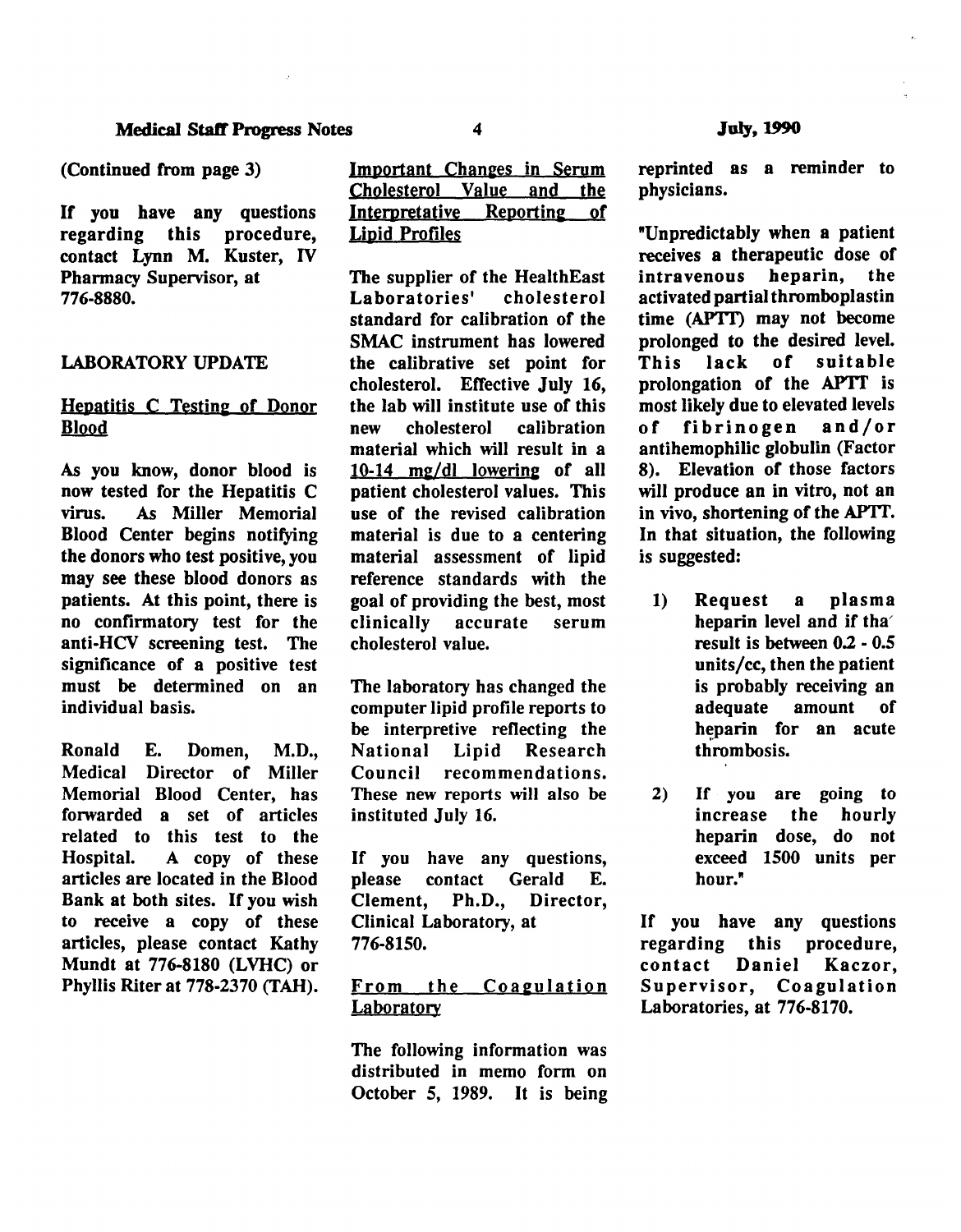(Continued from page 3)

If you have any questions regarding this procedure, contact Lynn M. Kuster, IV Pharmacy Supervisor, at 776-8880.

## LABORATORY UPDATE

### Hepatitis C Testing of Donor Blood

As you know, donor blood is now tested for the Hepatitis C virus. As Miller Memorial Blood Center begins notifying the donors who test positive, you may see these blood donors as patients. At this point, there is no confirmatory test for the anti-HCV screening test. The significance of a positive test must be determined on an individual basis.

Ronald E. Domen, M.D., Medical Director of Miller Memorial Blood Center, has forwarded a set of articles related to this test to the Hospital. A copy of these articles are located in the Blood Bank at both sites. If you wish to receive a copy of these articles, please contact Kathy Mundt at 776-8180 (LVHC) or Phyllis Riter at 778-2370 (TAH).

### Important Changes in Serum Cholesterol Value and the Interpretative Reporting of Lipid Profiles

The supplier of the HealthEast Laboratories' cholesterol standard for calibration of the SMAC instrument has lowered the calibrative set point for cholesterol. Effective July 16, the lab will institute use of this new cholesterol calibration material which will result in a 10-14 mg/dl lowering of all patient cholesterol values. This use of the revised calibration material is due to a centering material assessment of lipid reference standards with the goal of providing the best, most clinically accurate serum cholesterol value.

The laboratory has changed the computer lipid profile reports to be interpretive reflecting the National Lipid Research Council recommendations. These new reports will also be instituted July 16.

If you have any questions, please contact Gerald E. Clement, Ph.D., Director, Clinical Laboratory, at 776-8150.

### From the Coagulation Laboratory

The following information was distributed in memo form on October 5, 1989. It is being reprinted as a reminder to physicians.

"Unpredictably when a patient receives a therapeutic dose of intravenous heparin, the activated partial thromboplastin time (APTT) may not become prolonged to the desired level. This lack of suitable prolongation of the APTT is most likely due to elevated levels of fibrinogen and/or antihemophilic globulin (Factor 8). Elevation of those factors will produce an in vitro, not an in vivo, shortening of the APTT. In that situation, the following is suggested:

1) Request a plasma heparin level and if that result is between 0.2 - 0.5 units/cc, then the patient is probably receiving an adequate amount of heparin for an acute thrombosis.

2) If you are going to increase the hourly heparin dose, do not exceed 1500 units per hour."

If you have any questions regarding this procedure, contact Daniel Kaczor, Supervisor, Coagulation Laboratories, at 776-8170.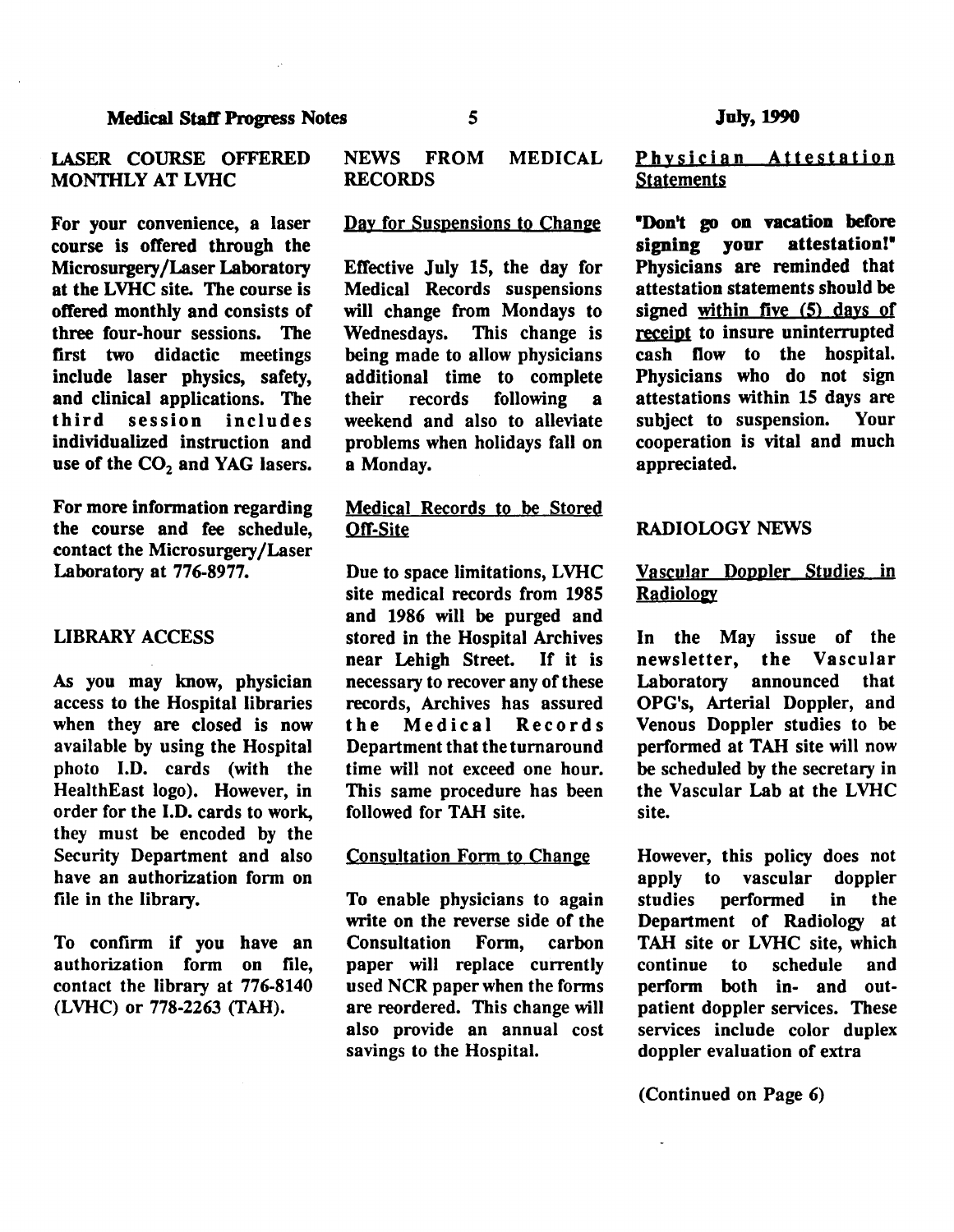## LASER COURSE OFFERED MONTHLY AT LVHC

For your convenience, a laser course is offered through the Microsurgery/Laser Laboratory at the LVHC site. The course is offered monthly and consists of three four-hour sessions. The first two didactic meetings include laser physics, safety, and clinical applications. The third session includes individualized instruction and use of the $CO_2$ and YAG lasers.

For more information regarding the course and fee schedule, contact the Microsurgery/Laser Laboratory at 776-8977.

## LIBRARY ACCESS

As you may know, physician access to the Hospital libraries when they are closed is now available by using the Hospital photo I.D. cards (with the HealthEast logo). However, in order for the I.D. cards to work, they must be encoded by the Security Department and also have an authorization form on file in the library.

To confirm if you have an authorization form on file, contact the library at 776-8140 (LVHC) or 778-2263 (TAH).

## NEWS FROM MEDICAL RECORDS

### Day for Suspensions to Change

Effective July 15, the day for Medical Records suspensions will change from Mondays to Wednesdays. This change is being made to allow physicians additional time to complete their records following a weekend and also to alleviate problems when holidays fall on a Monday.

### Medical Records to be Stored Off-Site

Due to space limitations, LVHC site medical records from 1985 and 1986 will be purged and stored in the Hospital Archives near Lehigh Street. If it is necessary to recover any of these records, Archives has assured the Medical Records Department that the turnaround time will not exceed one hour. This same procedure has been followed for TAH site.

### Consultation Form to Change

To enable physicians to again write on the reverse side of the Consultation Form, carbon paper will replace currently used NCR paper when the forms are reordered. This change will also provide an annual cost savings to the Hospital.

### Physician Attestation Statements

**"Don't go on vacation before signing your attestation!"** Physicians are reminded that attestation statements should be signed within five (5) days of receipt to insure uninterrupted cash flow to the hospital. Physicians who do not sign attestations within 15 days are subject to suspension. Your cooperation is vital and much appreciated.

## RADIOLOGY NEWS

### Vascular Doppler Studies in Radiology

In the May issue of the newsletter, the Vascular Laboratory announced that OPG's, Arterial Doppler, and Venous Doppler studies to be performed at TAH site will now be scheduled by the secretary in the Vascular Lab at the LVHC site.

However, this policy does not apply to vascular doppler studies performed in the Department of Radiology at TAH site or LVHC site, which continue to schedule and perform both in- and out-patient doppler services. These services include color duplex doppler evaluation of extra

(Continued on Page 6)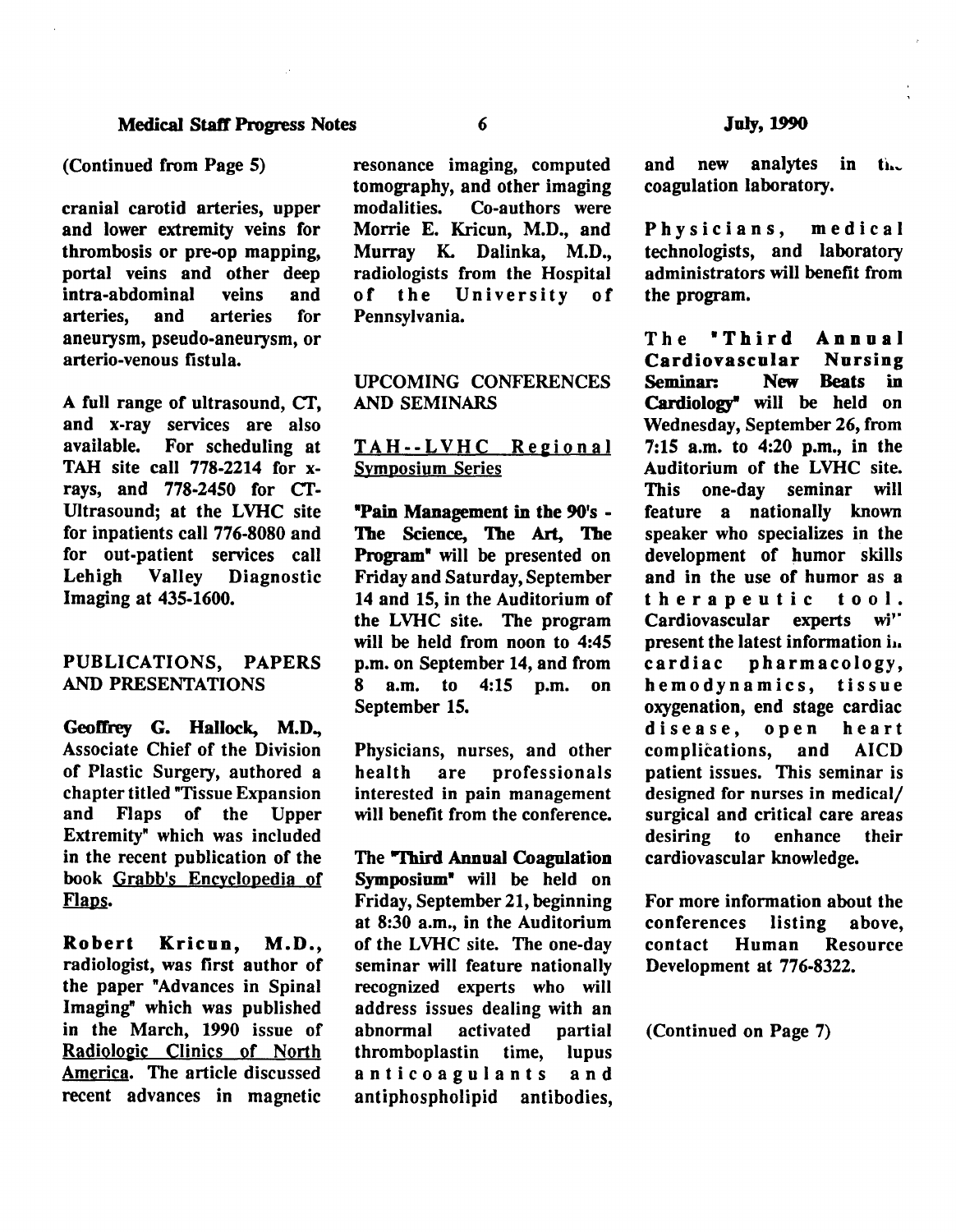(Continued from Page 5)

cranial carotid arteries, upper and lower extremity veins for thrombosis or pre-op mapping, portal veins and other deep intra-abdominal veins and arteries, and arteries for aneurysm, pseudo-aneurysm, or arterio-venous fistula.

A full range of ultrasound, CT, and x-ray services are also available. For scheduling at TAH site call 778-2214 for x-rays, and 778-2450 for CT-Ultrasound; at the LVHC site for inpatients call 776-8080 and for out-patient services call Lehigh Valley Diagnostic Imaging at 435-1600.

## PUBLICATIONS, PAPERS AND PRESENTATIONS

**Geoffrey G. Hallock, M.D.,** Associate Chief of the Division of Plastic Surgery, authored a chapter titled "Tissue Expansion and Flaps of the Upper Extremity" which was included in the recent publication of the book Grabb's Encyclopedia of Flaps.

**Robert Kricun, M.D.,** radiologist, was first author of the paper "Advances in Spinal Imaging" which was published in the March, 1990 issue of Radiologic Clinics of North America. The article discussed recent advances in magnetic resonance imaging, computed tomography, and other imaging modalities. Co-authors were Morrie E. Kricun, M.D., and Murray K. Dalinka, M.D., radiologists from the Hospital of the University of Pennsylvania.

## UPCOMING CONFERENCES AND SEMINARS

### TAH--LVHC Regional Symposium Series

**"Pain Management in the 90's - The Science, The Art, The Program"** will be presented on Friday and Saturday, September 14 and 15, in the Auditorium of the LVHC site. The program will be held from noon to 4:45 p.m. on September 14, and from 8 a.m. to 4:15 p.m. on September 15.

Physicians, nurses, and other health are professionals interested in pain management will benefit from the conference.

**The "Third Annual Coagulation Symposium"** will be held on Friday, September 21, beginning at 8:30 a.m., in the Auditorium of the LVHC site. The one-day seminar will feature nationally recognized experts who will address issues dealing with an abnormal activated partial thromboplastin time, lupus anticoagulants and antiphospholipid antibodies, and new analytes in the coagulation laboratory.

Physicians, medical technologists, and laboratory administrators will benefit from the program.

**The "Third Annual Cardiovascular Nursing Seminar: New Beats in Cardiology"** will be held on Wednesday, September 26, from 7:15 a.m. to 4:20 p.m., in the Auditorium of the LVHC site. This one-day seminar will feature a nationally known speaker who specializes in the development of humor skills and in the use of humor as a therapeutic tool. Cardiovascular experts will present the latest information in cardiac pharmacology, hemodynamics, tissue oxygenation, end stage cardiac disease, open heart complications, and AICD patient issues. This seminar is designed for nurses in medical/surgical and critical care areas desiring to enhance their cardiovascular knowledge.

For more information about the conferences listing above, contact Human Resource Development at 776-8322.

(Continued on Page 7)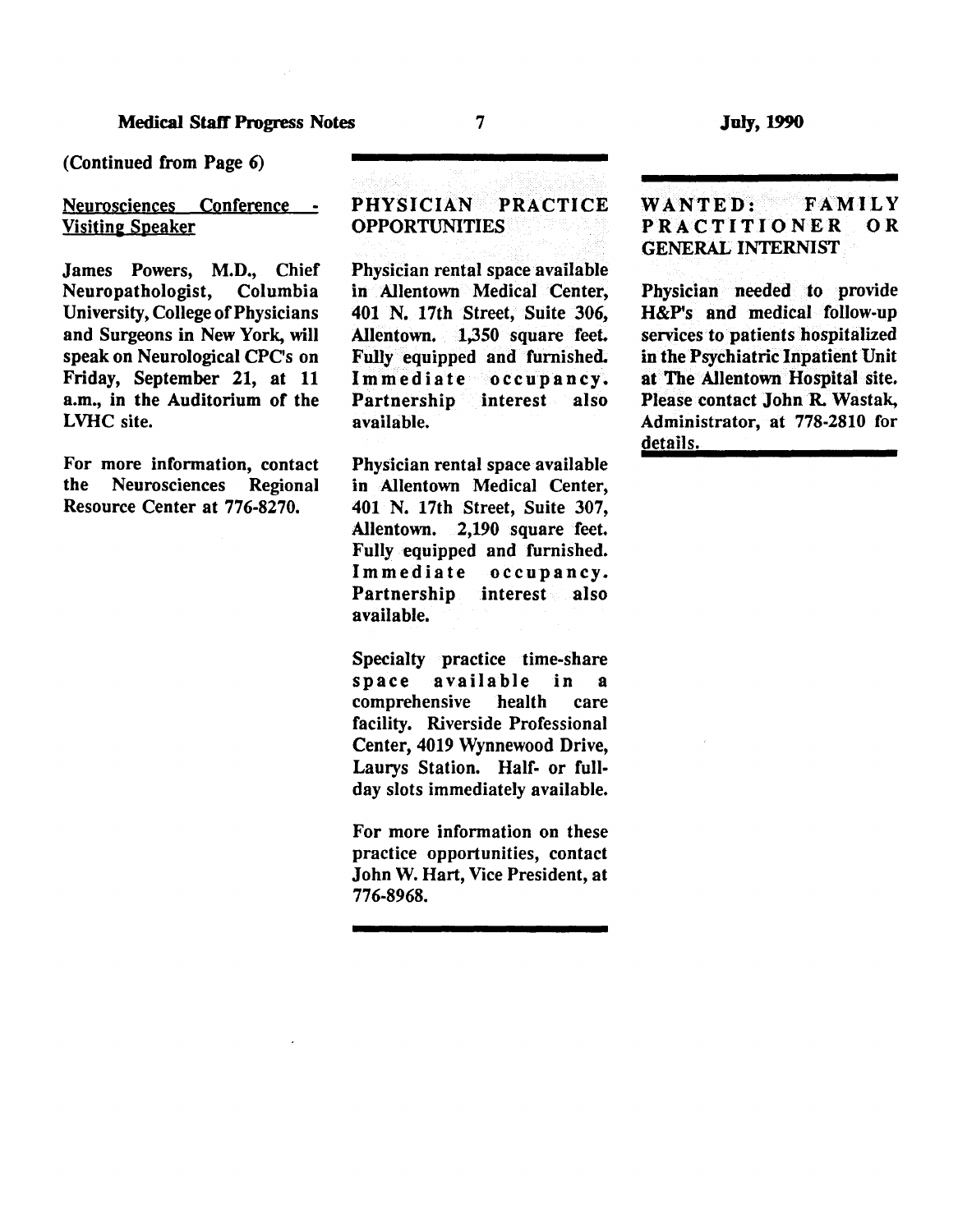(Continued from Page 6)

## Neurosciences Conference - Visiting Speaker

James Powers, M.D., Chief Neuropathologist, Columbia University, College of Physicians and Surgeons in New York, will speak on Neurological CPC's on Friday, September 21, at 11 a.m., in the Auditorium of the LVHC site.

For more information, contact the Neurosciences Regional Resource Center at 776-8270.

## PHYSICIAN PRACTICE OPPORTUNITIES

Physician rental space available in Allentown Medical Center, 401 N. 17th Street, Suite 306, Allentown. 1,350 square feet. Fully equipped and furnished. Immediate occupancy. Partnership interest also available.

Physician rental space available in Allentown Medical Center, 401 N. 17th Street, Suite 307, Allentown. 2,190 square feet. Fully equipped and furnished. Immediate occupancy. Partnership interest also available.

Specialty practice time-share space available in a comprehensive health care facility. Riverside Professional Center, 4019 Wynnewood Drive, Laurys Station. Half- or full-day slots immediately available.

For more information on these practice opportunities, contact John W. Hart, Vice President, at 776-8968.

## WANTED: FAMILY PRACTITIONER OR GENERAL INTERNIST

Physician needed to provide H&P's and medical follow-up services to patients hospitalized in the Psychiatric Inpatient Unit at The Allentown Hospital site. Please contact John R. Wastak, Administrator, at 778-2810 for details.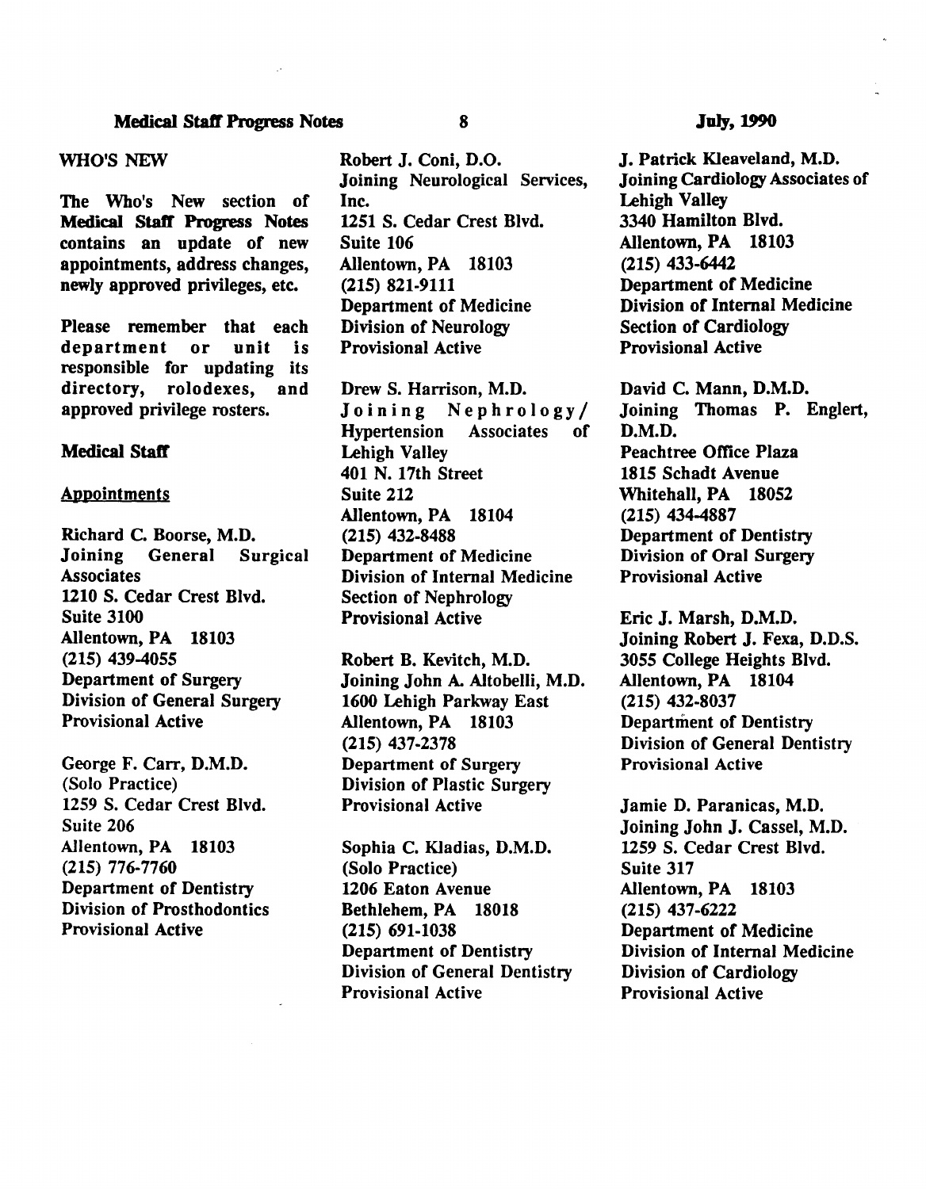## WHO'S NEW

The Who's New section of **Medical Staff Progress Notes** contains an update of new appointments, address changes, newly approved privileges, etc.

Please remember that each department or unit is responsible for updating its directory, rolodexes, and approved privilege rosters.

### Medical Staff

#### Appointments

Richard C. Boorse, M.D.
Joining General Surgical Associates
1210 S. Cedar Crest Blvd.
Suite 3100
Allentown, PA 18103
(215) 439-4055
Department of Surgery
Division of General Surgery
Provisional Active

George F. Carr, D.M.D.
(Solo Practice)
1259 S. Cedar Crest Blvd.
Suite 206
Allentown, PA 18103
(215) 776-7760
Department of Dentistry
Division of Prosthodontics
Provisional Active

Robert J. Coni, D.O.
Joining Neurological Services, Inc.
1251 S. Cedar Crest Blvd.
Suite 106
Allentown, PA 18103
(215) 821-9111
Department of Medicine
Division of Neurology
Provisional Active

Drew S. Harrison, M.D.
Joining Nephrology/Hypertension Associates of Lehigh Valley
401 N. 17th Street
Suite 212
Allentown, PA 18104
(215) 432-8488
Department of Medicine
Division of Internal Medicine
Section of Nephrology
Provisional Active

Robert B. Kevitch, M.D.
Joining John A. Altobelli, M.D.
1600 Lehigh Parkway East
Allentown, PA 18103
(215) 437-2378
Department of Surgery
Division of Plastic Surgery
Provisional Active

Sophia C. Kladias, D.M.D.
(Solo Practice)
1206 Eaton Avenue
Bethlehem, PA 18018
(215) 691-1038
Department of Dentistry
Division of General Dentistry
Provisional Active

J. Patrick Kleaveland, M.D.
Joining Cardiology Associates of Lehigh Valley
3340 Hamilton Blvd.
Allentown, PA 18103
(215) 433-6442
Department of Medicine
Division of Internal Medicine
Section of Cardiology
Provisional Active

David C. Mann, D.M.D.
Joining Thomas P. Englert, D.M.D.
Peachtree Office Plaza
1815 Schadt Avenue
Whitehall, PA 18052
(215) 434-4887
Department of Dentistry
Division of Oral Surgery
Provisional Active

Eric J. Marsh, D.M.D.
Joining Robert J. Fexa, D.D.S.
3055 College Heights Blvd.
Allentown, PA 18104
(215) 432-8037
Department of Dentistry
Division of General Dentistry
Provisional Active

Jamie D. Paranicas, M.D.
Joining John J. Cassel, M.D.
1259 S. Cedar Crest Blvd.
Suite 317
Allentown, PA 18103
(215) 437-6222
Department of Medicine
Division of Internal Medicine
Division of Cardiology
Provisional Active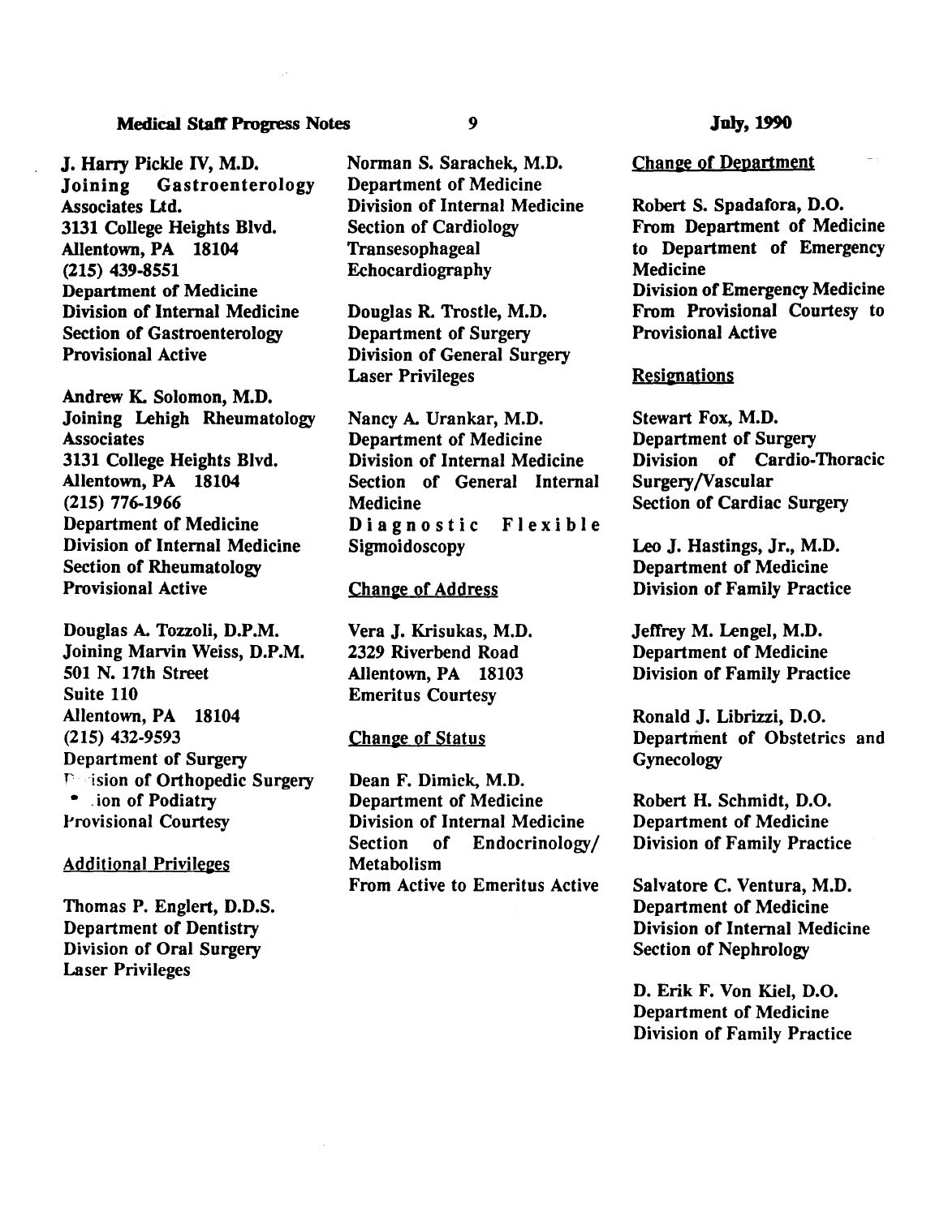**J. Harry Pickle IV, M.D.**
**Joining Gastroenterology Associates Ltd.**
**3131 College Heights Blvd.**
**Allentown, PA 18104**
**(215) 439-8551**
**Department of Medicine**
**Division of Internal Medicine**
**Section of Gastroenterology**
**Provisional Active**

**Andrew K. Solomon, M.D.**
**Joining Lehigh Rheumatology Associates**
**3131 College Heights Blvd.**
**Allentown, PA 18104**
**(215) 776-1966**
**Department of Medicine**
**Division of Internal Medicine**
**Section of Rheumatology**
**Provisional Active**

**Douglas A. Tozzoli, D.P.M.**
**Joining Marvin Weiss, D.P.M.**
**501 N. 17th Street**
**Suite 110**
**Allentown, PA 18104**
**(215) 432-9593**
**Department of Surgery**
**Division of Orthopedic Surgery**
**Section of Podiatry**
**Provisional Courtesy**

## Additional Privileges

**Thomas P. Englert, D.D.S.**
**Department of Dentistry**
**Division of Oral Surgery**
**Laser Privileges**

**Norman S. Sarachek, M.D.**
**Department of Medicine**
**Division of Internal Medicine**
**Section of Cardiology**
**Transesophageal Echocardiography**

**Douglas R. Trostle, M.D.**
**Department of Surgery**
**Division of General Surgery**
**Laser Privileges**

**Nancy A. Urankar, M.D.**
**Department of Medicine**
**Division of Internal Medicine**
**Section of General Internal Medicine**
**Diagnostic Flexible Sigmoidoscopy**

## Change of Address

**Vera J. Krisukas, M.D.**
**2329 Riverbend Road**
**Allentown, PA 18103**
**Emeritus Courtesy**

## Change of Status

**Dean F. Dimick, M.D.**
**Department of Medicine**
**Division of Internal Medicine**
**Section of Endocrinology/Metabolism**
**From Active to Emeritus Active**

## Change of Department

**Robert S. Spadafora, D.O.**
**From Department of Medicine to Department of Emergency Medicine**
**Division of Emergency Medicine**
**From Provisional Courtesy to Provisional Active**

## Resignations

**Stewart Fox, M.D.**
**Department of Surgery**
**Division of Cardio-Thoracic Surgery/Vascular**
**Section of Cardiac Surgery**

**Leo J. Hastings, Jr., M.D.**
**Department of Medicine**
**Division of Family Practice**

**Jeffrey M. Lengel, M.D.**
**Department of Medicine**
**Division of Family Practice**

**Ronald J. Librizzi, D.O.**
**Department of Obstetrics and Gynecology**

**Robert H. Schmidt, D.O.**
**Department of Medicine**
**Division of Family Practice**

**Salvatore C. Ventura, M.D.**
**Department of Medicine**
**Division of Internal Medicine**
**Section of Nephrology**

**D. Erik F. Von Kiel, D.O.**
**Department of Medicine**
**Division of Family Practice**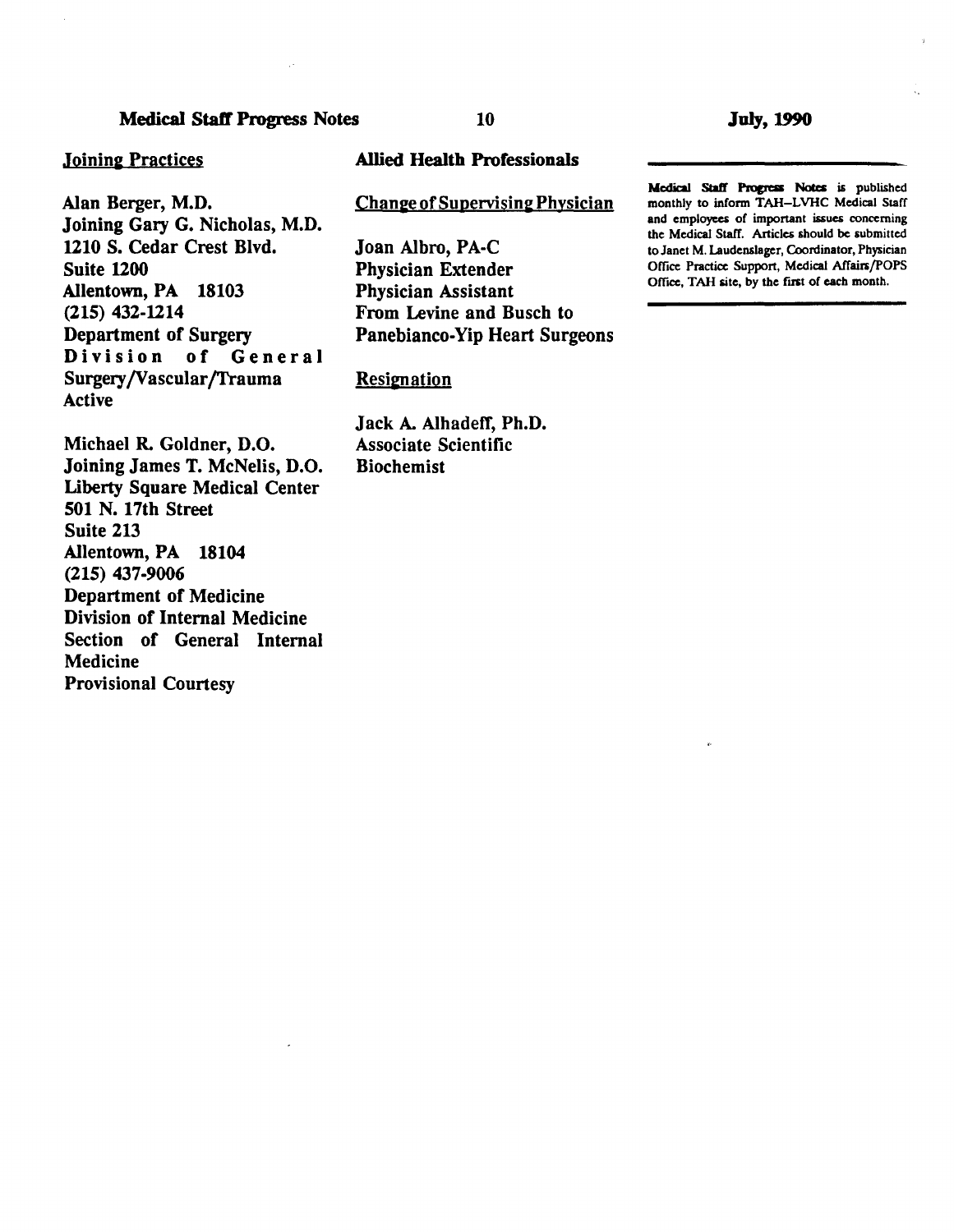## Joining Practices

**Alan Berger, M.D.**
**Joining Gary G. Nicholas, M.D.**
**1210 S. Cedar Crest Blvd.**
**Suite 1200**
**Allentown, PA 18103**
**(215) 432-1214**
**Department of Surgery**
**Division of General Surgery/Vascular/Trauma**
**Active**

**Michael R. Goldner, D.O.**
**Joining James T. McNelis, D.O.**
**Liberty Square Medical Center**
**501 N. 17th Street**
**Suite 213**
**Allentown, PA 18104**
**(215) 437-9006**
**Department of Medicine**
**Division of Internal Medicine**
**Section of General Internal Medicine**
**Provisional Courtesy**

## Allied Health Professionals

### Change of Supervising Physician

**Joan Albro, PA-C**
**Physician Extender**
**Physician Assistant**
**From Levine and Busch to Panebianco-Yip Heart Surgeons**

### Resignation

**Jack A. Alhadeff, Ph.D.**
**Associate Scientific Biochemist**

---

**Medical Staff Progress Notes** is published monthly to inform TAH–LVHC Medical Staff and employees of important issues concerning the Medical Staff. Articles should be submitted to Janet M. Laudenslager, Coordinator, Physician Office Practice Support, Medical Affairs/POPS Office, TAH site, by the first of each month.

---